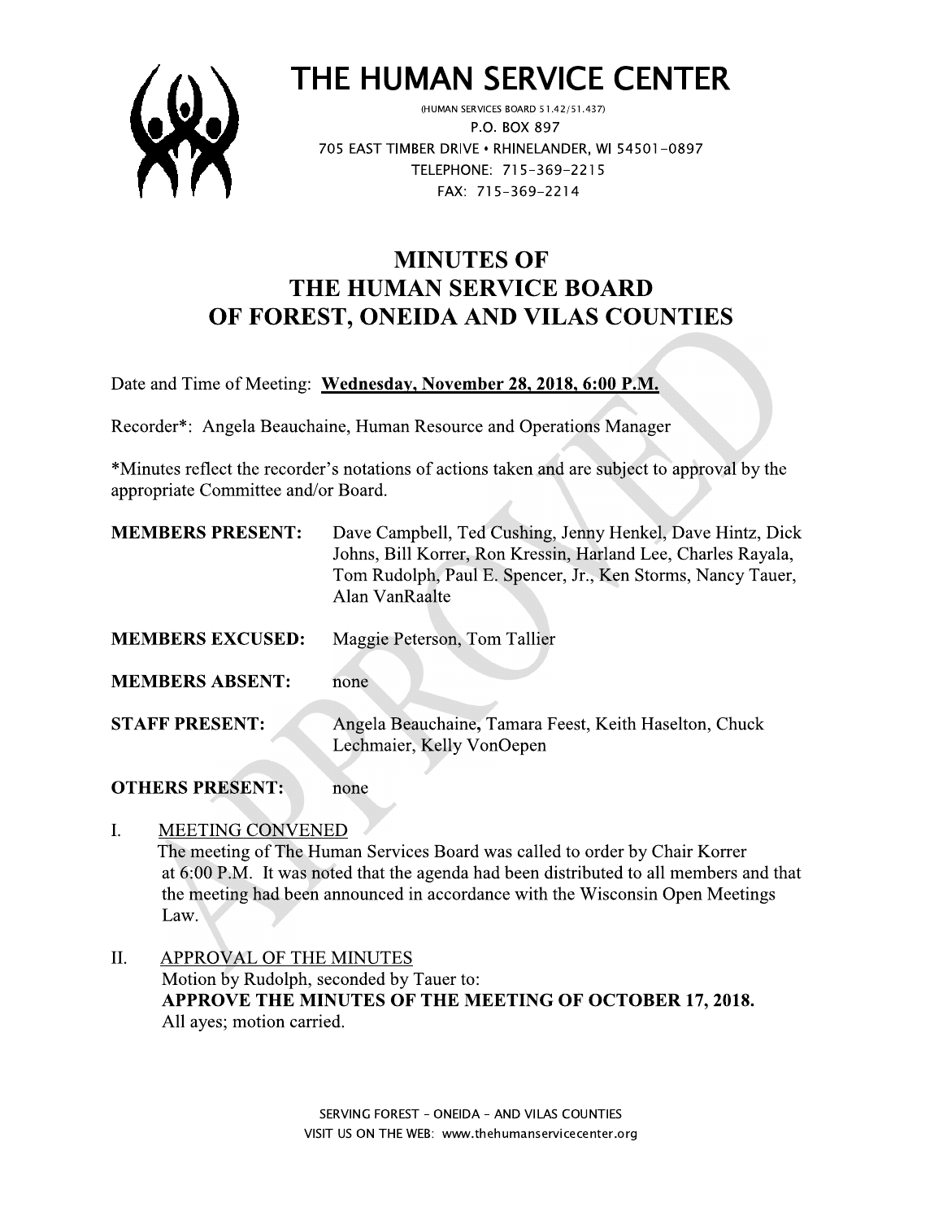# THE HUMAN SERVICE CENTER

(HUMAN SERVICES BOARD 51.42/51.437)
P.O. BOX 897
705 EAST TIMBER DRIVE • RHINELANDER, WI 54501-0897
TELEPHONE: 715-369-2215
FAX: 715-369-2214

## MINUTES OF
## THE HUMAN SERVICE BOARD
## OF FOREST, ONEIDA AND VILAS COUNTIES

Date and Time of Meeting: **Wednesday, November 28, 2018, 6:00 P.M.**

Recorder*: Angela Beauchaine, Human Resource and Operations Manager

*Minutes reflect the recorder's notations of actions taken and are subject to approval by the appropriate Committee and/or Board.

**MEMBERS PRESENT:** Dave Campbell, Ted Cushing, Jenny Henkel, Dave Hintz, Dick Johns, Bill Korrer, Ron Kressin, Harland Lee, Charles Rayala, Tom Rudolph, Paul E. Spencer, Jr., Ken Storms, Nancy Tauer, Alan VanRaalte

**MEMBERS EXCUSED:** Maggie Peterson, Tom Tallier

**MEMBERS ABSENT:** none

**STAFF PRESENT:** Angela Beauchaine, Tamara Feest, Keith Haselton, Chuck Lechmaier, Kelly VonOepen

**OTHERS PRESENT:** none

I. MEETING CONVENED
The meeting of The Human Services Board was called to order by Chair Korrer at 6:00 P.M. It was noted that the agenda had been distributed to all members and that the meeting had been announced in accordance with the Wisconsin Open Meetings Law.

II. APPROVAL OF THE MINUTES
Motion by Rudolph, seconded by Tauer to:
**APPROVE THE MINUTES OF THE MEETING OF OCTOBER 17, 2018.**
All ayes; motion carried.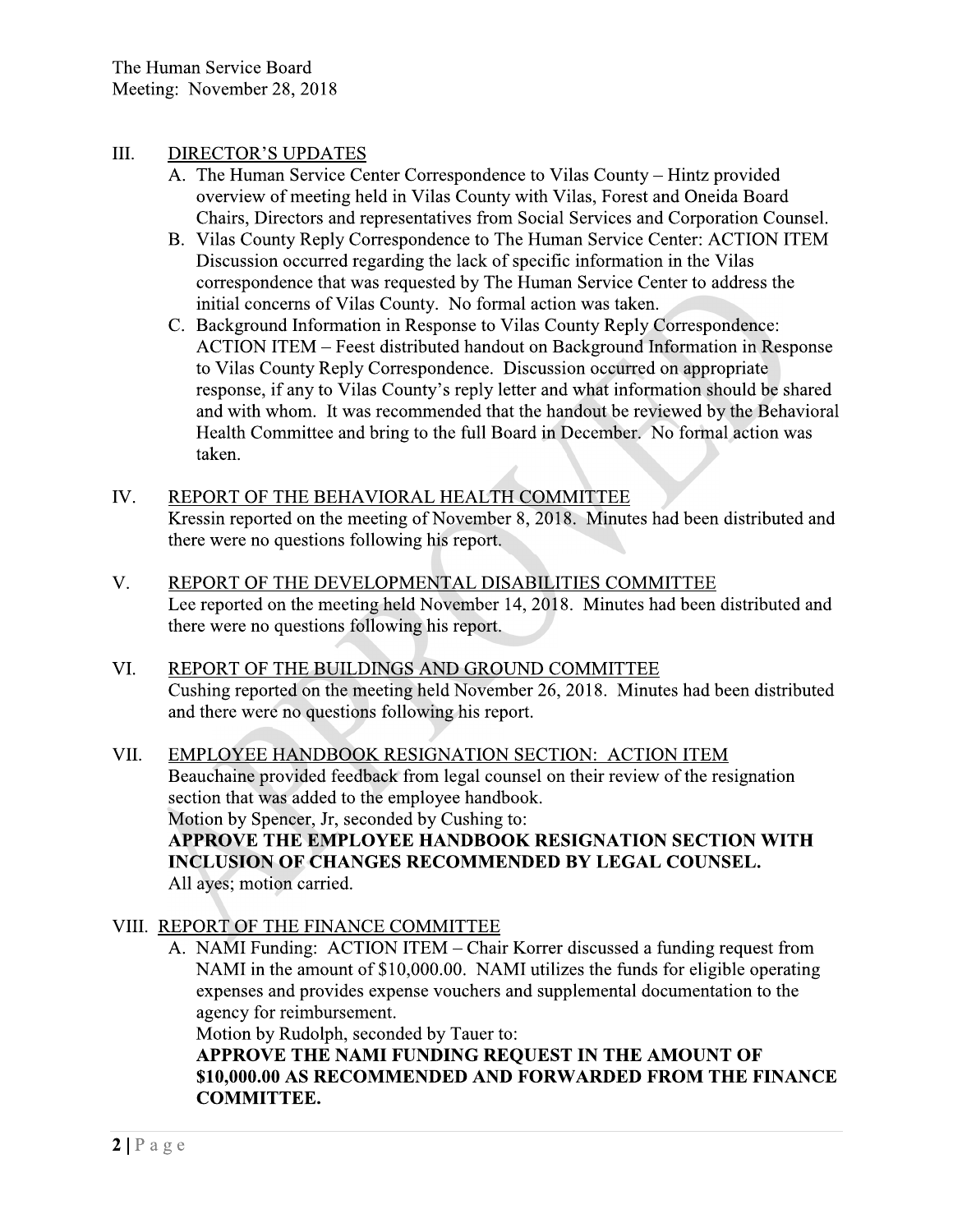## III. DIRECTOR'S UPDATES

A. The Human Service Center Correspondence to Vilas County – Hintz provided overview of meeting held in Vilas County with Vilas, Forest and Oneida Board Chairs, Directors and representatives from Social Services and Corporation Counsel.

B. Vilas County Reply Correspondence to The Human Service Center: ACTION ITEM Discussion occurred regarding the lack of specific information in the Vilas correspondence that was requested by The Human Service Center to address the initial concerns of Vilas County. No formal action was taken.

C. Background Information in Response to Vilas County Reply Correspondence: ACTION ITEM – Feest distributed handout on Background Information in Response to Vilas County Reply Correspondence. Discussion occurred on appropriate response, if any to Vilas County's reply letter and what information should be shared and with whom. It was recommended that the handout be reviewed by the Behavioral Health Committee and bring to the full Board in December. No formal action was taken.

## IV. REPORT OF THE BEHAVIORAL HEALTH COMMITTEE

Kressin reported on the meeting of November 8, 2018. Minutes had been distributed and there were no questions following his report.

## V. REPORT OF THE DEVELOPMENTAL DISABILITIES COMMITTEE

Lee reported on the meeting held November 14, 2018. Minutes had been distributed and there were no questions following his report.

## VI. REPORT OF THE BUILDINGS AND GROUND COMMITTEE

Cushing reported on the meeting held November 26, 2018. Minutes had been distributed and there were no questions following his report.

## VII. EMPLOYEE HANDBOOK RESIGNATION SECTION: ACTION ITEM

Beauchaine provided feedback from legal counsel on their review of the resignation section that was added to the employee handbook.

Motion by Spencer, Jr, seconded by Cushing to:

**APPROVE THE EMPLOYEE HANDBOOK RESIGNATION SECTION WITH INCLUSION OF CHANGES RECOMMENDED BY LEGAL COUNSEL.**

All ayes; motion carried.

## VIII. REPORT OF THE FINANCE COMMITTEE

A. NAMI Funding: ACTION ITEM – Chair Korrer discussed a funding request from NAMI in the amount of $10,000.00. NAMI utilizes the funds for eligible operating expenses and provides expense vouchers and supplemental documentation to the agency for reimbursement.

Motion by Rudolph, seconded by Tauer to:

**APPROVE THE NAMI FUNDING REQUEST IN THE AMOUNT OF $10,000.00 AS RECOMMENDED AND FORWARDED FROM THE FINANCE COMMITTEE.**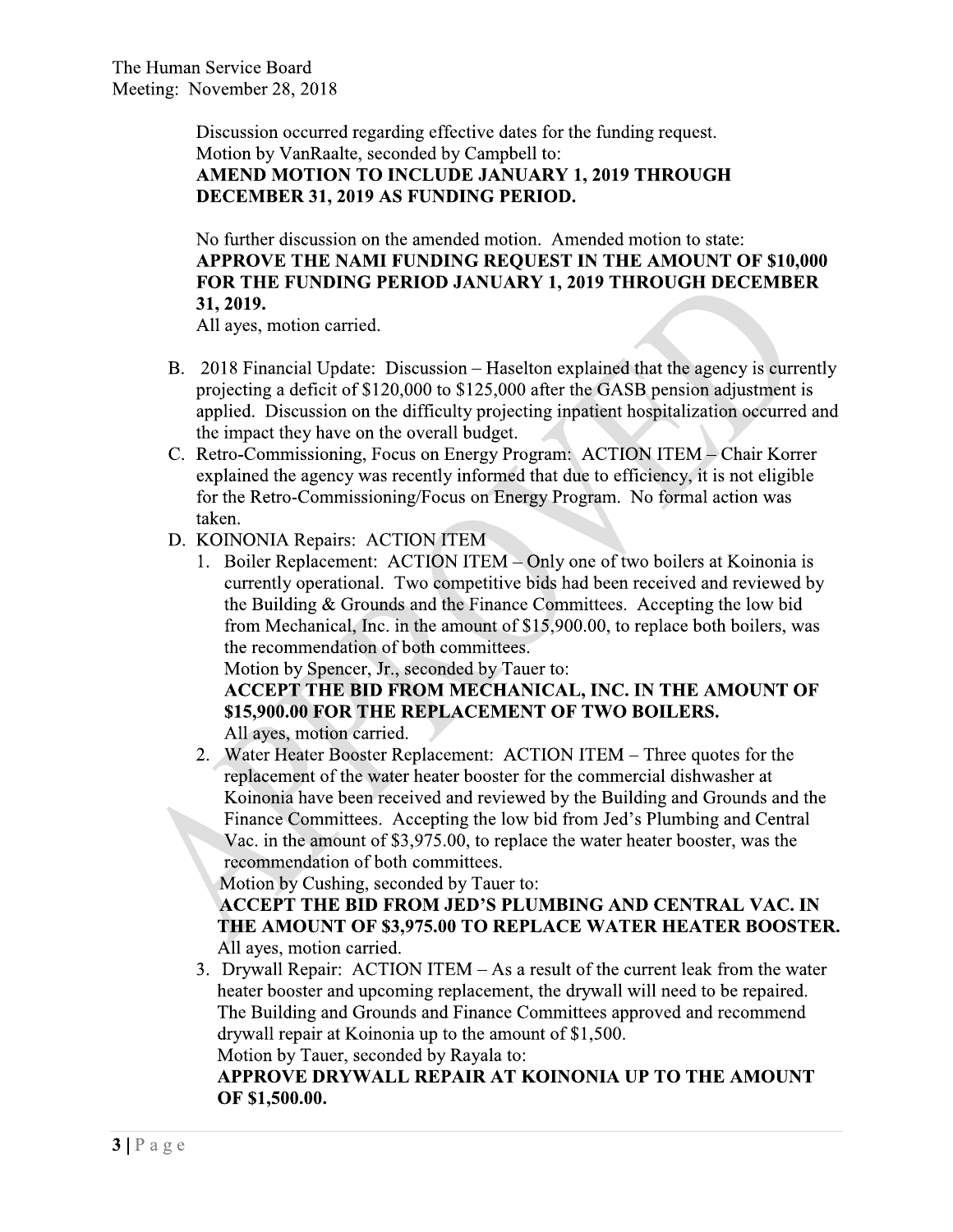Discussion occurred regarding effective dates for the funding request.
Motion by VanRaalte, seconded by Campbell to:
**AMEND MOTION TO INCLUDE JANUARY 1, 2019 THROUGH DECEMBER 31, 2019 AS FUNDING PERIOD.**

No further discussion on the amended motion. Amended motion to state:
**APPROVE THE NAMI FUNDING REQUEST IN THE AMOUNT OF $10,000 FOR THE FUNDING PERIOD JANUARY 1, 2019 THROUGH DECEMBER 31, 2019.**
All ayes, motion carried.

B. 2018 Financial Update: Discussion – Haselton explained that the agency is currently projecting a deficit of $120,000 to $125,000 after the GASB pension adjustment is applied. Discussion on the difficulty projecting inpatient hospitalization occurred and the impact they have on the overall budget.

C. Retro-Commissioning, Focus on Energy Program: ACTION ITEM – Chair Korrer explained the agency was recently informed that due to efficiency, it is not eligible for the Retro-Commissioning/Focus on Energy Program. No formal action was taken.

D. KOINONIA Repairs: ACTION ITEM

1. Boiler Replacement: ACTION ITEM – Only one of two boilers at Koinonia is currently operational. Two competitive bids had been received and reviewed by the Building & Grounds and the Finance Committees. Accepting the low bid from Mechanical, Inc. in the amount of $15,900.00, to replace both boilers, was the recommendation of both committees.
   Motion by Spencer, Jr., seconded by Tauer to:
   **ACCEPT THE BID FROM MECHANICAL, INC. IN THE AMOUNT OF $15,900.00 FOR THE REPLACEMENT OF TWO BOILERS.**
   All ayes, motion carried.

2. Water Heater Booster Replacement: ACTION ITEM – Three quotes for the replacement of the water heater booster for the commercial dishwasher at Koinonia have been received and reviewed by the Building and Grounds and the Finance Committees. Accepting the low bid from Jed's Plumbing and Central Vac. in the amount of $3,975.00, to replace the water heater booster, was the recommendation of both committees.
   Motion by Cushing, seconded by Tauer to:
   **ACCEPT THE BID FROM JED'S PLUMBING AND CENTRAL VAC. IN THE AMOUNT OF $3,975.00 TO REPLACE WATER HEATER BOOSTER.**
   All ayes, motion carried.

3. Drywall Repair: ACTION ITEM – As a result of the current leak from the water heater booster and upcoming replacement, the drywall will need to be repaired. The Building and Grounds and Finance Committees approved and recommend drywall repair at Koinonia up to the amount of $1,500.
   Motion by Tauer, seconded by Rayala to:
   **APPROVE DRYWALL REPAIR AT KOINONIA UP TO THE AMOUNT OF $1,500.00.**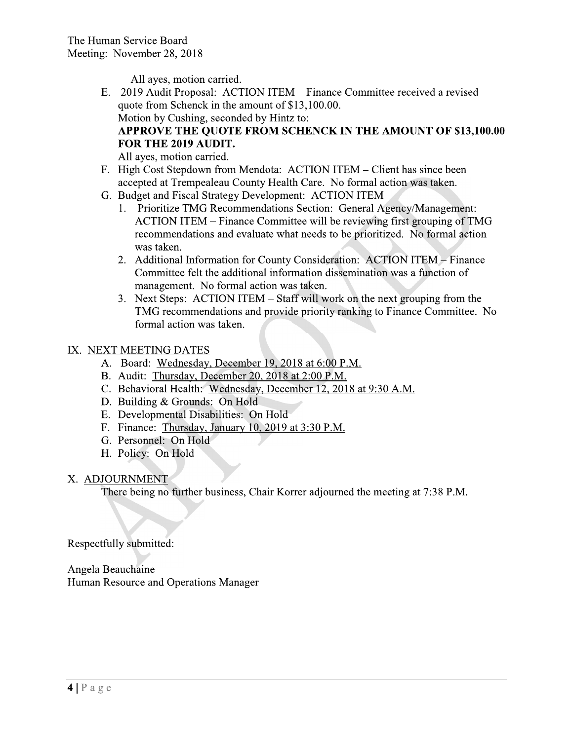All ayes, motion carried.

E. 2019 Audit Proposal: ACTION ITEM – Finance Committee received a revised quote from Schenck in the amount of $13,100.00.
   Motion by Cushing, seconded by Hintz to:
   **APPROVE THE QUOTE FROM SCHENCK IN THE AMOUNT OF $13,100.00 FOR THE 2019 AUDIT.**
   All ayes, motion carried.
F. High Cost Stepdown from Mendota: ACTION ITEM – Client has since been accepted at Trempealeau County Health Care. No formal action was taken.
G. Budget and Fiscal Strategy Development: ACTION ITEM
   1. Prioritize TMG Recommendations Section: General Agency/Management: ACTION ITEM – Finance Committee will be reviewing first grouping of TMG recommendations and evaluate what needs to be prioritized. No formal action was taken.
   2. Additional Information for County Consideration: ACTION ITEM – Finance Committee felt the additional information dissemination was a function of management. No formal action was taken.
   3. Next Steps: ACTION ITEM – Staff will work on the next grouping from the TMG recommendations and provide priority ranking to Finance Committee. No formal action was taken.

## IX. NEXT MEETING DATES

A. Board: Wednesday, December 19, 2018 at 6:00 P.M.
B. Audit: Thursday, December 20, 2018 at 2:00 P.M.
C. Behavioral Health: Wednesday, December 12, 2018 at 9:30 A.M.
D. Building & Grounds: On Hold
E. Developmental Disabilities: On Hold
F. Finance: Thursday, January 10, 2019 at 3:30 P.M.
G. Personnel: On Hold
H. Policy: On Hold

## X. ADJOURNMENT

There being no further business, Chair Korrer adjourned the meeting at 7:38 P.M.

Respectfully submitted:

Angela Beauchaine
Human Resource and Operations Manager

APPROVED